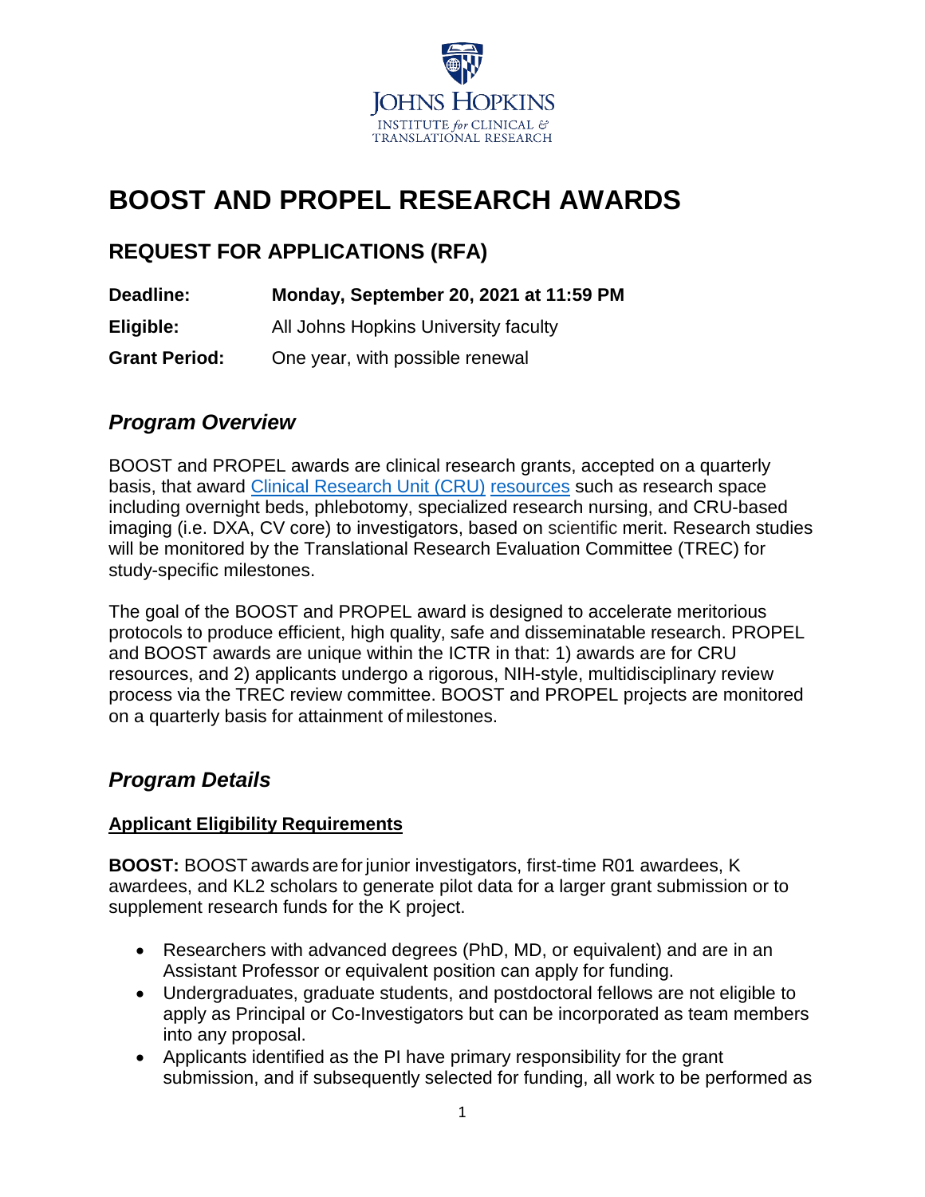JOHNS HOPKINS
INSTITUTE *for* CLINICAL & TRANSLATIONAL RESEARCH

# BOOST AND PROPEL RESEARCH AWARDS

## REQUEST FOR APPLICATIONS (RFA)

**Deadline:** **Monday, September 20, 2021 at 11:59 PM**

**Eligible:** All Johns Hopkins University faculty

**Grant Period:** One year, with possible renewal

## *Program Overview*

BOOST and PROPEL awards are clinical research grants, accepted on a quarterly basis, that award Clinical Research Unit (CRU) resources such as research space including overnight beds, phlebotomy, specialized research nursing, and CRU-based imaging (i.e. DXA, CV core) to investigators, based on scientific merit. Research studies will be monitored by the Translational Research Evaluation Committee (TREC) for study-specific milestones.

The goal of the BOOST and PROPEL award is designed to accelerate meritorious protocols to produce efficient, high quality, safe and disseminatable research. PROPEL and BOOST awards are unique within the ICTR in that: 1) awards are for CRU resources, and 2) applicants undergo a rigorous, NIH-style, multidisciplinary review process via the TREC review committee. BOOST and PROPEL projects are monitored on a quarterly basis for attainment of milestones.

## *Program Details*

### Applicant Eligibility Requirements

**BOOST:** BOOST awards are for junior investigators, first-time R01 awardees, K awardees, and KL2 scholars to generate pilot data for a larger grant submission or to supplement research funds for the K project.

- Researchers with advanced degrees (PhD, MD, or equivalent) and are in an Assistant Professor or equivalent position can apply for funding.
- Undergraduates, graduate students, and postdoctoral fellows are not eligible to apply as Principal or Co-Investigators but can be incorporated as team members into any proposal.
- Applicants identified as the PI have primary responsibility for the grant submission, and if subsequently selected for funding, all work to be performed as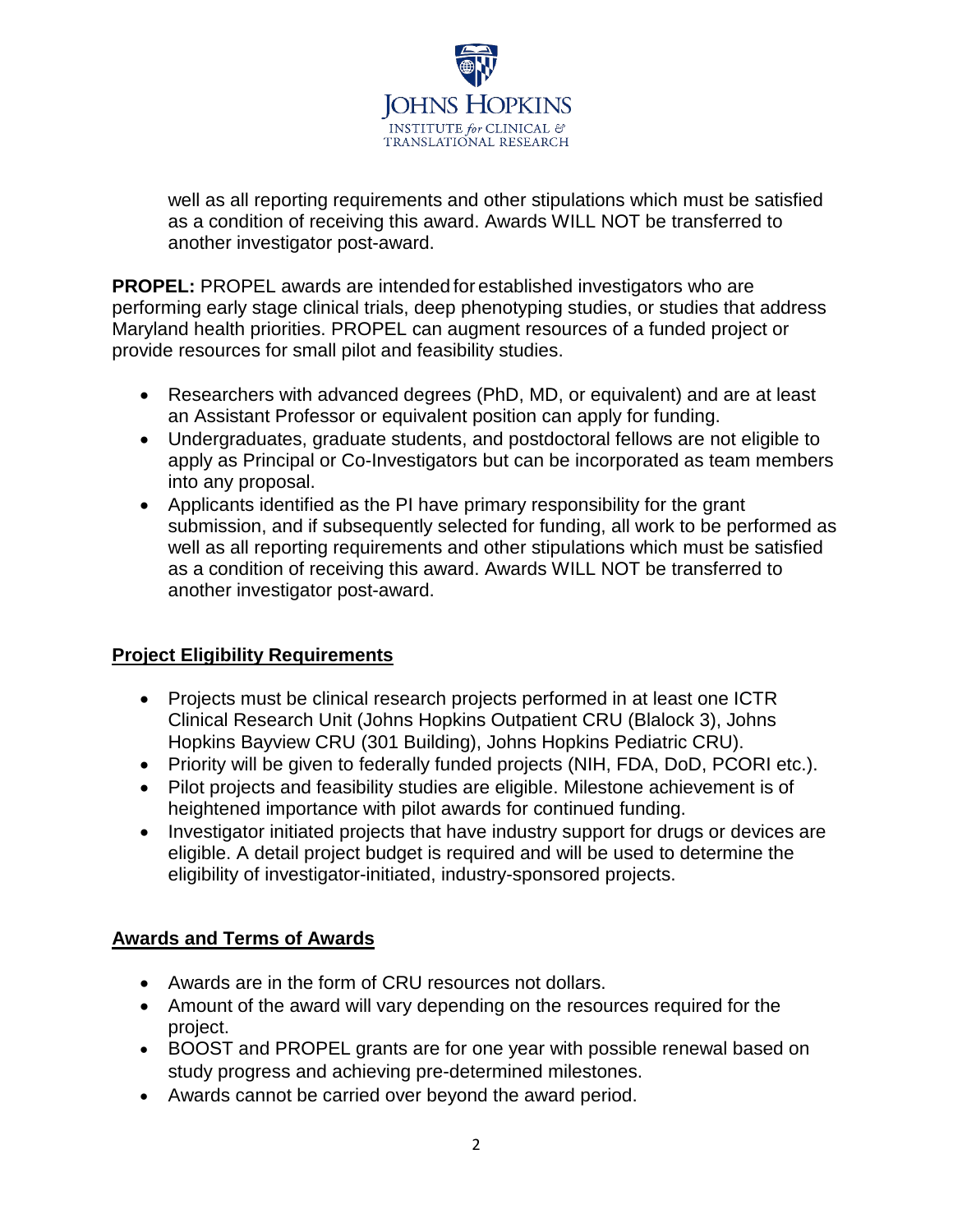well as all reporting requirements and other stipulations which must be satisfied as a condition of receiving this award. Awards WILL NOT be transferred to another investigator post-award.

**PROPEL:** PROPEL awards are intended for established investigators who are performing early stage clinical trials, deep phenotyping studies, or studies that address Maryland health priorities. PROPEL can augment resources of a funded project or provide resources for small pilot and feasibility studies.

- Researchers with advanced degrees (PhD, MD, or equivalent) and are at least an Assistant Professor or equivalent position can apply for funding.
- Undergraduates, graduate students, and postdoctoral fellows are not eligible to apply as Principal or Co-Investigators but can be incorporated as team members into any proposal.
- Applicants identified as the PI have primary responsibility for the grant submission, and if subsequently selected for funding, all work to be performed as well as all reporting requirements and other stipulations which must be satisfied as a condition of receiving this award. Awards WILL NOT be transferred to another investigator post-award.

## Project Eligibility Requirements

- Projects must be clinical research projects performed in at least one ICTR Clinical Research Unit (Johns Hopkins Outpatient CRU (Blalock 3), Johns Hopkins Bayview CRU (301 Building), Johns Hopkins Pediatric CRU).
- Priority will be given to federally funded projects (NIH, FDA, DoD, PCORI etc.).
- Pilot projects and feasibility studies are eligible. Milestone achievement is of heightened importance with pilot awards for continued funding.
- Investigator initiated projects that have industry support for drugs or devices are eligible. A detail project budget is required and will be used to determine the eligibility of investigator-initiated, industry-sponsored projects.

## Awards and Terms of Awards

- Awards are in the form of CRU resources not dollars.
- Amount of the award will vary depending on the resources required for the project.
- BOOST and PROPEL grants are for one year with possible renewal based on study progress and achieving pre-determined milestones.
- Awards cannot be carried over beyond the award period.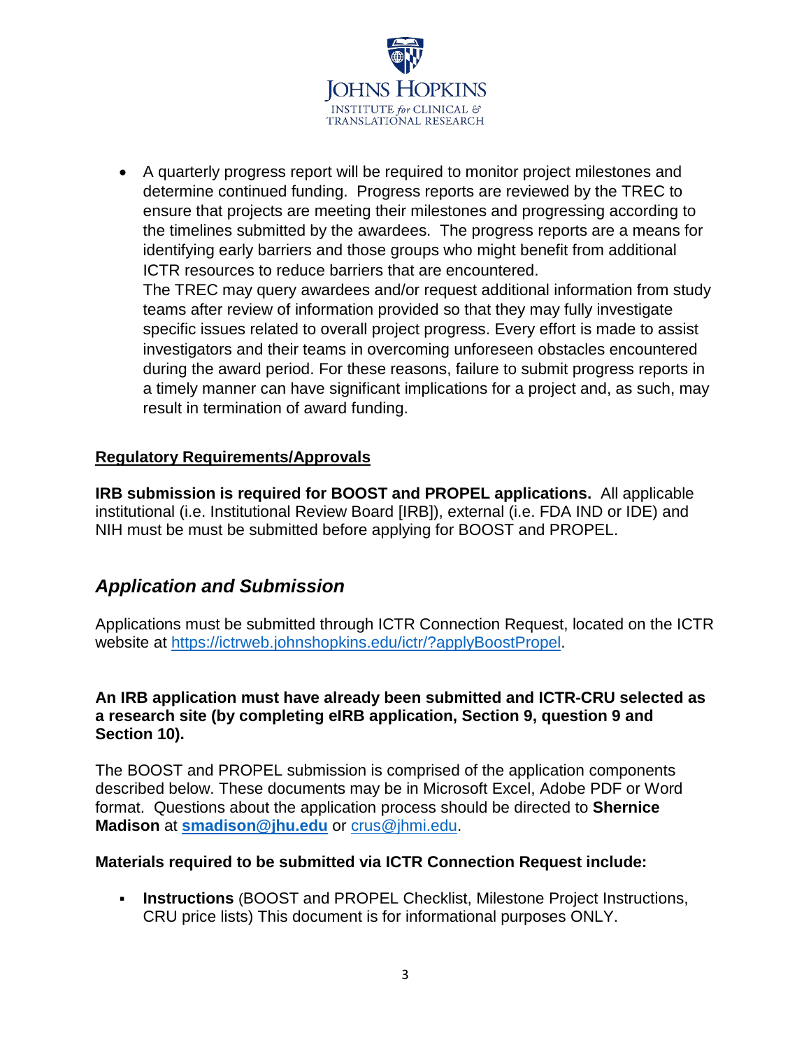- A quarterly progress report will be required to monitor project milestones and determine continued funding. Progress reports are reviewed by the TREC to ensure that projects are meeting their milestones and progressing according to the timelines submitted by the awardees. The progress reports are a means for identifying early barriers and those groups who might benefit from additional ICTR resources to reduce barriers that are encountered.
  The TREC may query awardees and/or request additional information from study teams after review of information provided so that they may fully investigate specific issues related to overall project progress. Every effort is made to assist investigators and their teams in overcoming unforeseen obstacles encountered during the award period. For these reasons, failure to submit progress reports in a timely manner can have significant implications for a project and, as such, may result in termination of award funding.

**Regulatory Requirements/Approvals**

**IRB submission is required for BOOST and PROPEL applications.** All applicable institutional (i.e. Institutional Review Board [IRB]), external (i.e. FDA IND or IDE) and NIH must be must be submitted before applying for BOOST and PROPEL.

## *Application and Submission*

Applications must be submitted through ICTR Connection Request, located on the ICTR website at https://ictrweb.johnshopkins.edu/ictr/?applyBoostPropel.

**An IRB application must have already been submitted and ICTR-CRU selected as a research site (by completing eIRB application, Section 9, question 9 and Section 10).**

The BOOST and PROPEL submission is comprised of the application components described below. These documents may be in Microsoft Excel, Adobe PDF or Word format. Questions about the application process should be directed to **Shernice Madison** at **smadison@jhu.edu** or crus@jhmi.edu.

**Materials required to be submitted via ICTR Connection Request include:**

- **Instructions** (BOOST and PROPEL Checklist, Milestone Project Instructions, CRU price lists) This document is for informational purposes ONLY.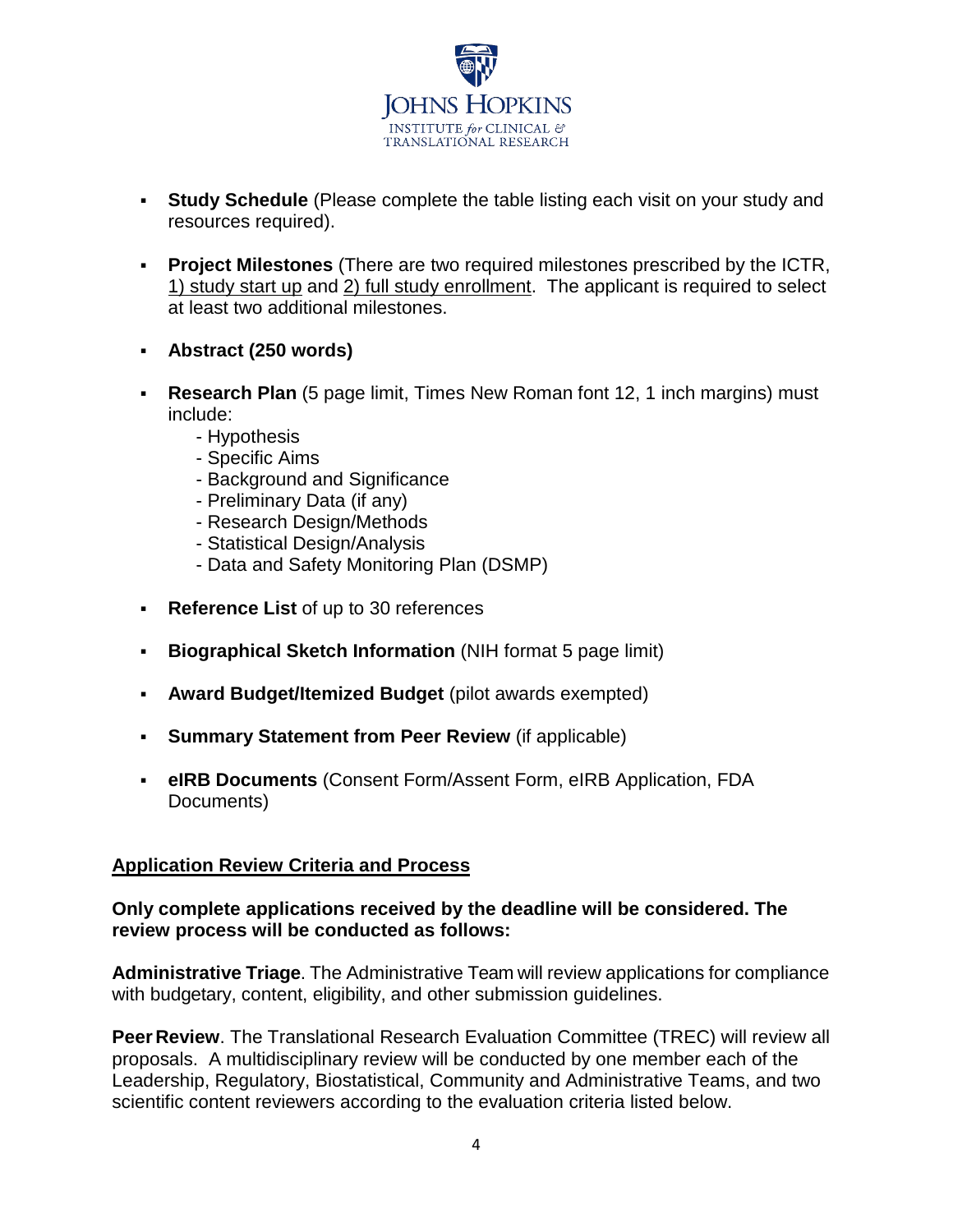- **Study Schedule** (Please complete the table listing each visit on your study and resources required).

- **Project Milestones** (There are two required milestones prescribed by the ICTR, 1) study start up and 2) full study enrollment. The applicant is required to select at least two additional milestones.

- **Abstract (250 words)**

- **Research Plan** (5 page limit, Times New Roman font 12, 1 inch margins) must include:
  - Hypothesis
  - Specific Aims
  - Background and Significance
  - Preliminary Data (if any)
  - Research Design/Methods
  - Statistical Design/Analysis
  - Data and Safety Monitoring Plan (DSMP)

- **Reference List** of up to 30 references

- **Biographical Sketch Information** (NIH format 5 page limit)

- **Award Budget/Itemized Budget** (pilot awards exempted)

- **Summary Statement from Peer Review** (if applicable)

- **eIRB Documents** (Consent Form/Assent Form, eIRB Application, FDA Documents)

## Application Review Criteria and Process

**Only complete applications received by the deadline will be considered. The review process will be conducted as follows:**

**Administrative Triage**. The Administrative Team will review applications for compliance with budgetary, content, eligibility, and other submission guidelines.

**Peer Review**. The Translational Research Evaluation Committee (TREC) will review all proposals. A multidisciplinary review will be conducted by one member each of the Leadership, Regulatory, Biostatistical, Community and Administrative Teams, and two scientific content reviewers according to the evaluation criteria listed below.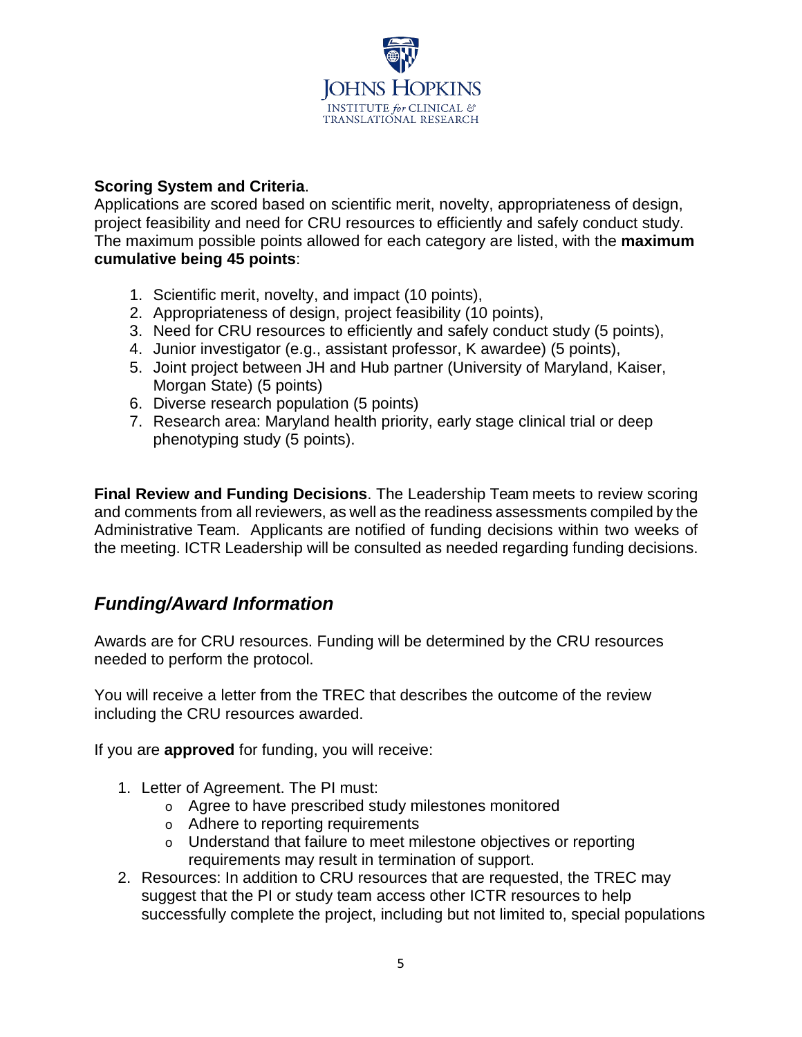**Scoring System and Criteria**.
Applications are scored based on scientific merit, novelty, appropriateness of design, project feasibility and need for CRU resources to efficiently and safely conduct study. The maximum possible points allowed for each category are listed, with the **maximum cumulative being 45 points**:

1. Scientific merit, novelty, and impact (10 points),
2. Appropriateness of design, project feasibility (10 points),
3. Need for CRU resources to efficiently and safely conduct study (5 points),
4. Junior investigator (e.g., assistant professor, K awardee) (5 points),
5. Joint project between JH and Hub partner (University of Maryland, Kaiser, Morgan State) (5 points)
6. Diverse research population (5 points)
7. Research area: Maryland health priority, early stage clinical trial or deep phenotyping study (5 points).

**Final Review and Funding Decisions**. The Leadership Team meets to review scoring and comments from all reviewers, as well as the readiness assessments compiled by the Administrative Team. Applicants are notified of funding decisions within two weeks of the meeting. ICTR Leadership will be consulted as needed regarding funding decisions.

## *Funding/Award Information*

Awards are for CRU resources. Funding will be determined by the CRU resources needed to perform the protocol.

You will receive a letter from the TREC that describes the outcome of the review including the CRU resources awarded.

If you are **approved** for funding, you will receive:

1. Letter of Agreement. The PI must:
   - Agree to have prescribed study milestones monitored
   - Adhere to reporting requirements
   - Understand that failure to meet milestone objectives or reporting requirements may result in termination of support.
2. Resources: In addition to CRU resources that are requested, the TREC may suggest that the PI or study team access other ICTR resources to help successfully complete the project, including but not limited to, special populations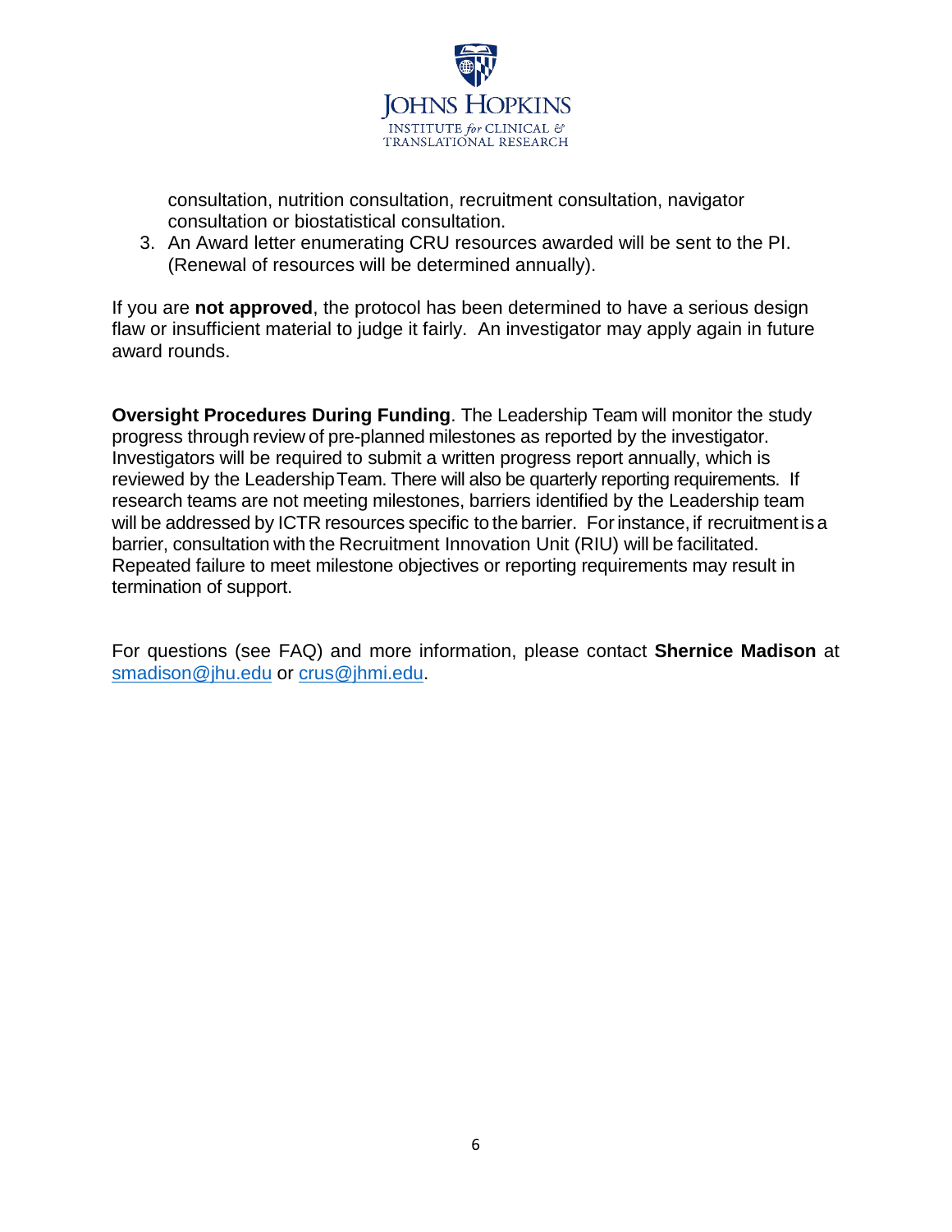consultation, nutrition consultation, recruitment consultation, navigator consultation or biostatistical consultation.

3. An Award letter enumerating CRU resources awarded will be sent to the PI. (Renewal of resources will be determined annually).

If you are **not approved**, the protocol has been determined to have a serious design flaw or insufficient material to judge it fairly. An investigator may apply again in future award rounds.

**Oversight Procedures During Funding**. The Leadership Team will monitor the study progress through review of pre-planned milestones as reported by the investigator. Investigators will be required to submit a written progress report annually, which is reviewed by the Leadership Team. There will also be quarterly reporting requirements. If research teams are not meeting milestones, barriers identified by the Leadership team will be addressed by ICTR resources specific to the barrier. For instance, if recruitment is a barrier, consultation with the Recruitment Innovation Unit (RIU) will be facilitated. Repeated failure to meet milestone objectives or reporting requirements may result in termination of support.

For questions (see FAQ) and more information, please contact **Shernice Madison** at smadison@jhu.edu or crus@jhmi.edu.